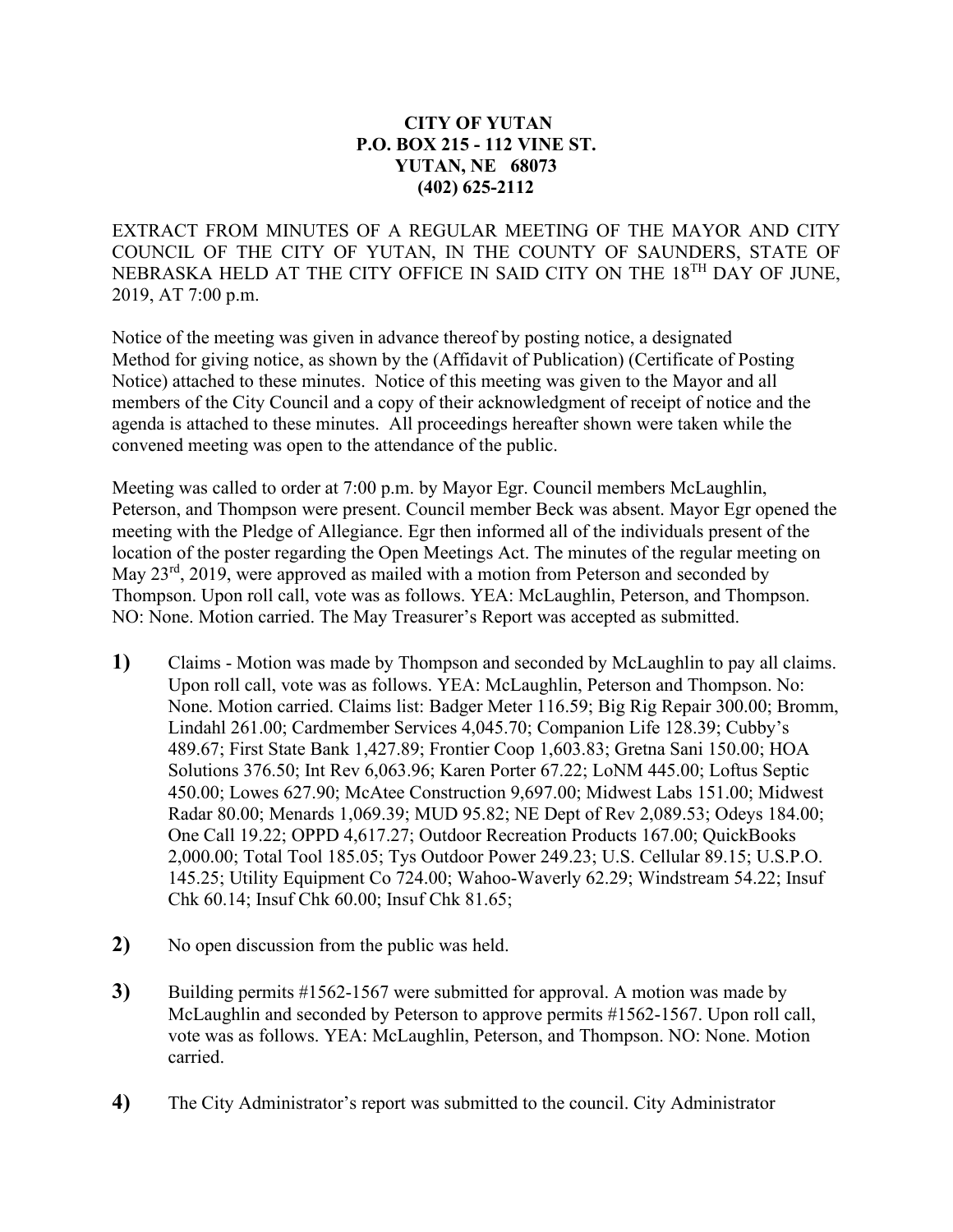**CITY OF YUTAN**
**P.O. BOX 215 - 112 VINE ST.**
**YUTAN, NE 68073**
**(402) 625-2112**

EXTRACT FROM MINUTES OF A REGULAR MEETING OF THE MAYOR AND CITY COUNCIL OF THE CITY OF YUTAN, IN THE COUNTY OF SAUNDERS, STATE OF NEBRASKA HELD AT THE CITY OFFICE IN SAID CITY ON THE 18TH DAY OF JUNE, 2019, AT 7:00 p.m.

Notice of the meeting was given in advance thereof by posting notice, a designated Method for giving notice, as shown by the (Affidavit of Publication) (Certificate of Posting Notice) attached to these minutes. Notice of this meeting was given to the Mayor and all members of the City Council and a copy of their acknowledgment of receipt of notice and the agenda is attached to these minutes. All proceedings hereafter shown were taken while the convened meeting was open to the attendance of the public.

Meeting was called to order at 7:00 p.m. by Mayor Egr. Council members McLaughlin, Peterson, and Thompson were present. Council member Beck was absent. Mayor Egr opened the meeting with the Pledge of Allegiance. Egr then informed all of the individuals present of the location of the poster regarding the Open Meetings Act. The minutes of the regular meeting on May 23rd, 2019, were approved as mailed with a motion from Peterson and seconded by Thompson. Upon roll call, vote was as follows. YEA: McLaughlin, Peterson, and Thompson. NO: None. Motion carried. The May Treasurer's Report was accepted as submitted.

**1)** Claims - Motion was made by Thompson and seconded by McLaughlin to pay all claims. Upon roll call, vote was as follows. YEA: McLaughlin, Peterson and Thompson. No: None. Motion carried. Claims list: Badger Meter 116.59; Big Rig Repair 300.00; Bromm, Lindahl 261.00; Cardmember Services 4,045.70; Companion Life 128.39; Cubby's 489.67; First State Bank 1,427.89; Frontier Coop 1,603.83; Gretna Sani 150.00; HOA Solutions 376.50; Int Rev 6,063.96; Karen Porter 67.22; LoNM 445.00; Loftus Septic 450.00; Lowes 627.90; McAtee Construction 9,697.00; Midwest Labs 151.00; Midwest Radar 80.00; Menards 1,069.39; MUD 95.82; NE Dept of Rev 2,089.53; Odeys 184.00; One Call 19.22; OPPD 4,617.27; Outdoor Recreation Products 167.00; QuickBooks 2,000.00; Total Tool 185.05; Tys Outdoor Power 249.23; U.S. Cellular 89.15; U.S.P.O. 145.25; Utility Equipment Co 724.00; Wahoo-Waverly 62.29; Windstream 54.22; Insuf Chk 60.14; Insuf Chk 60.00; Insuf Chk 81.65;

**2)** No open discussion from the public was held.

**3)** Building permits #1562-1567 were submitted for approval. A motion was made by McLaughlin and seconded by Peterson to approve permits #1562-1567. Upon roll call, vote was as follows. YEA: McLaughlin, Peterson, and Thompson. NO: None. Motion carried.

**4)** The City Administrator's report was submitted to the council. City Administrator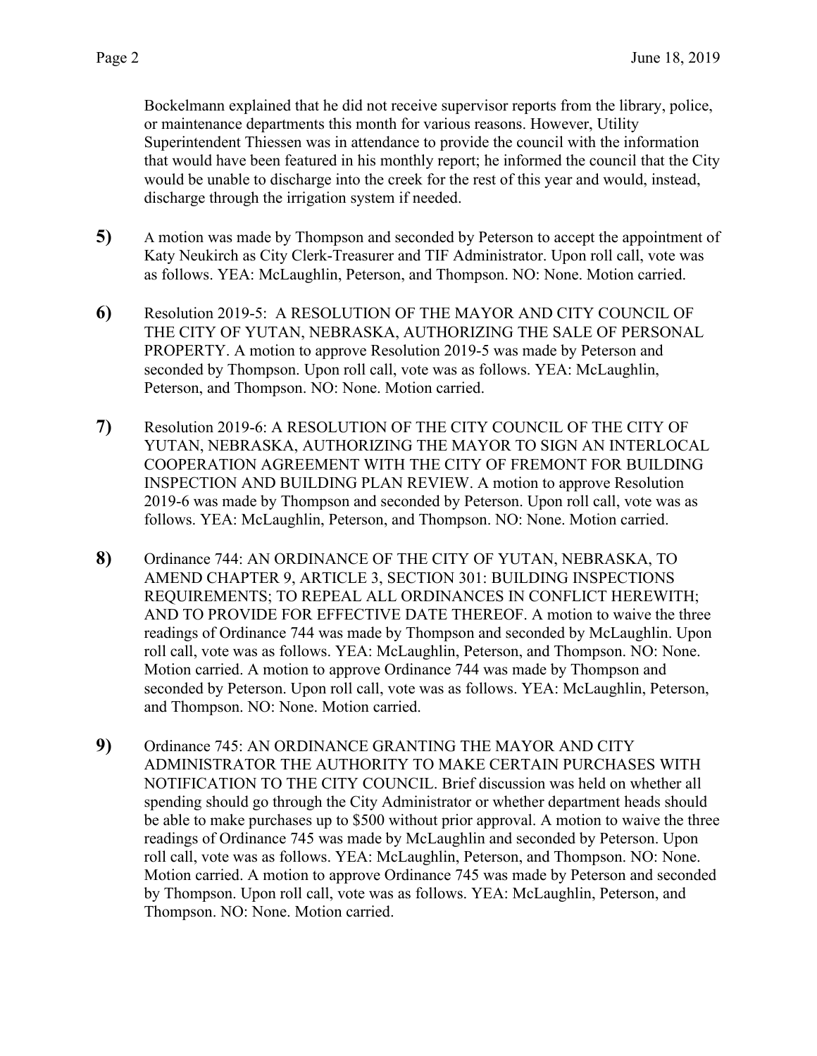Bockelmann explained that he did not receive supervisor reports from the library, police, or maintenance departments this month for various reasons. However, Utility Superintendent Thiessen was in attendance to provide the council with the information that would have been featured in his monthly report; he informed the council that the City would be unable to discharge into the creek for the rest of this year and would, instead, discharge through the irrigation system if needed.

**5)** A motion was made by Thompson and seconded by Peterson to accept the appointment of Katy Neukirch as City Clerk-Treasurer and TIF Administrator. Upon roll call, vote was as follows. YEA: McLaughlin, Peterson, and Thompson. NO: None. Motion carried.

**6)** Resolution 2019-5: A RESOLUTION OF THE MAYOR AND CITY COUNCIL OF THE CITY OF YUTAN, NEBRASKA, AUTHORIZING THE SALE OF PERSONAL PROPERTY. A motion to approve Resolution 2019-5 was made by Peterson and seconded by Thompson. Upon roll call, vote was as follows. YEA: McLaughlin, Peterson, and Thompson. NO: None. Motion carried.

**7)** Resolution 2019-6: A RESOLUTION OF THE CITY COUNCIL OF THE CITY OF YUTAN, NEBRASKA, AUTHORIZING THE MAYOR TO SIGN AN INTERLOCAL COOPERATION AGREEMENT WITH THE CITY OF FREMONT FOR BUILDING INSPECTION AND BUILDING PLAN REVIEW. A motion to approve Resolution 2019-6 was made by Thompson and seconded by Peterson. Upon roll call, vote was as follows. YEA: McLaughlin, Peterson, and Thompson. NO: None. Motion carried.

**8)** Ordinance 744: AN ORDINANCE OF THE CITY OF YUTAN, NEBRASKA, TO AMEND CHAPTER 9, ARTICLE 3, SECTION 301: BUILDING INSPECTIONS REQUIREMENTS; TO REPEAL ALL ORDINANCES IN CONFLICT HEREWITH; AND TO PROVIDE FOR EFFECTIVE DATE THEREOF. A motion to waive the three readings of Ordinance 744 was made by Thompson and seconded by McLaughlin. Upon roll call, vote was as follows. YEA: McLaughlin, Peterson, and Thompson. NO: None. Motion carried. A motion to approve Ordinance 744 was made by Thompson and seconded by Peterson. Upon roll call, vote was as follows. YEA: McLaughlin, Peterson, and Thompson. NO: None. Motion carried.

**9)** Ordinance 745: AN ORDINANCE GRANTING THE MAYOR AND CITY ADMINISTRATOR THE AUTHORITY TO MAKE CERTAIN PURCHASES WITH NOTIFICATION TO THE CITY COUNCIL. Brief discussion was held on whether all spending should go through the City Administrator or whether department heads should be able to make purchases up to $500 without prior approval. A motion to waive the three readings of Ordinance 745 was made by McLaughlin and seconded by Peterson. Upon roll call, vote was as follows. YEA: McLaughlin, Peterson, and Thompson. NO: None. Motion carried. A motion to approve Ordinance 745 was made by Peterson and seconded by Thompson. Upon roll call, vote was as follows. YEA: McLaughlin, Peterson, and Thompson. NO: None. Motion carried.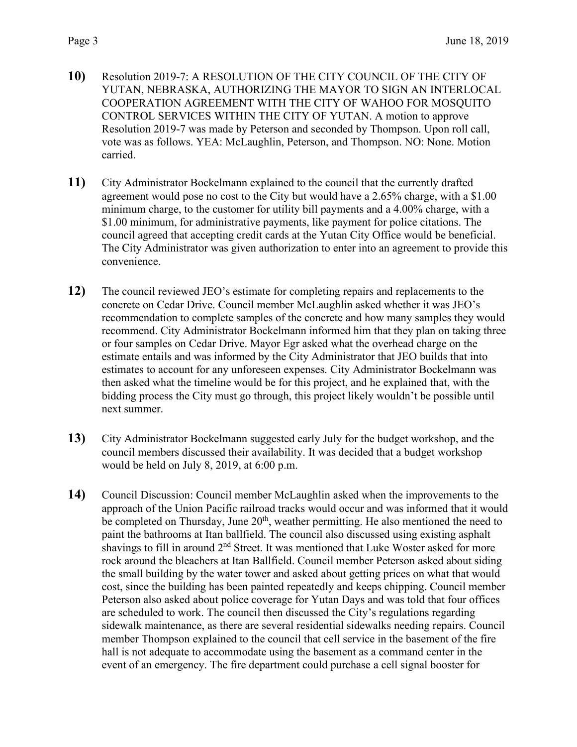**10)** Resolution 2019-7: A RESOLUTION OF THE CITY COUNCIL OF THE CITY OF YUTAN, NEBRASKA, AUTHORIZING THE MAYOR TO SIGN AN INTERLOCAL COOPERATION AGREEMENT WITH THE CITY OF WAHOO FOR MOSQUITO CONTROL SERVICES WITHIN THE CITY OF YUTAN. A motion to approve Resolution 2019-7 was made by Peterson and seconded by Thompson. Upon roll call, vote was as follows. YEA: McLaughlin, Peterson, and Thompson. NO: None. Motion carried.

**11)** City Administrator Bockelmann explained to the council that the currently drafted agreement would pose no cost to the City but would have a 2.65% charge, with a $1.00 minimum charge, to the customer for utility bill payments and a 4.00% charge, with a $1.00 minimum, for administrative payments, like payment for police citations. The council agreed that accepting credit cards at the Yutan City Office would be beneficial. The City Administrator was given authorization to enter into an agreement to provide this convenience.

**12)** The council reviewed JEO's estimate for completing repairs and replacements to the concrete on Cedar Drive. Council member McLaughlin asked whether it was JEO's recommendation to complete samples of the concrete and how many samples they would recommend. City Administrator Bockelmann informed him that they plan on taking three or four samples on Cedar Drive. Mayor Egr asked what the overhead charge on the estimate entails and was informed by the City Administrator that JEO builds that into estimates to account for any unforeseen expenses. City Administrator Bockelmann was then asked what the timeline would be for this project, and he explained that, with the bidding process the City must go through, this project likely wouldn't be possible until next summer.

**13)** City Administrator Bockelmann suggested early July for the budget workshop, and the council members discussed their availability. It was decided that a budget workshop would be held on July 8, 2019, at 6:00 p.m.

**14)** Council Discussion: Council member McLaughlin asked when the improvements to the approach of the Union Pacific railroad tracks would occur and was informed that it would be completed on Thursday, June 20th, weather permitting. He also mentioned the need to paint the bathrooms at Itan ballfield. The council also discussed using existing asphalt shavings to fill in around 2nd Street. It was mentioned that Luke Woster asked for more rock around the bleachers at Itan Ballfield. Council member Peterson asked about siding the small building by the water tower and asked about getting prices on what that would cost, since the building has been painted repeatedly and keeps chipping. Council member Peterson also asked about police coverage for Yutan Days and was told that four offices are scheduled to work. The council then discussed the City's regulations regarding sidewalk maintenance, as there are several residential sidewalks needing repairs. Council member Thompson explained to the council that cell service in the basement of the fire hall is not adequate to accommodate using the basement as a command center in the event of an emergency. The fire department could purchase a cell signal booster for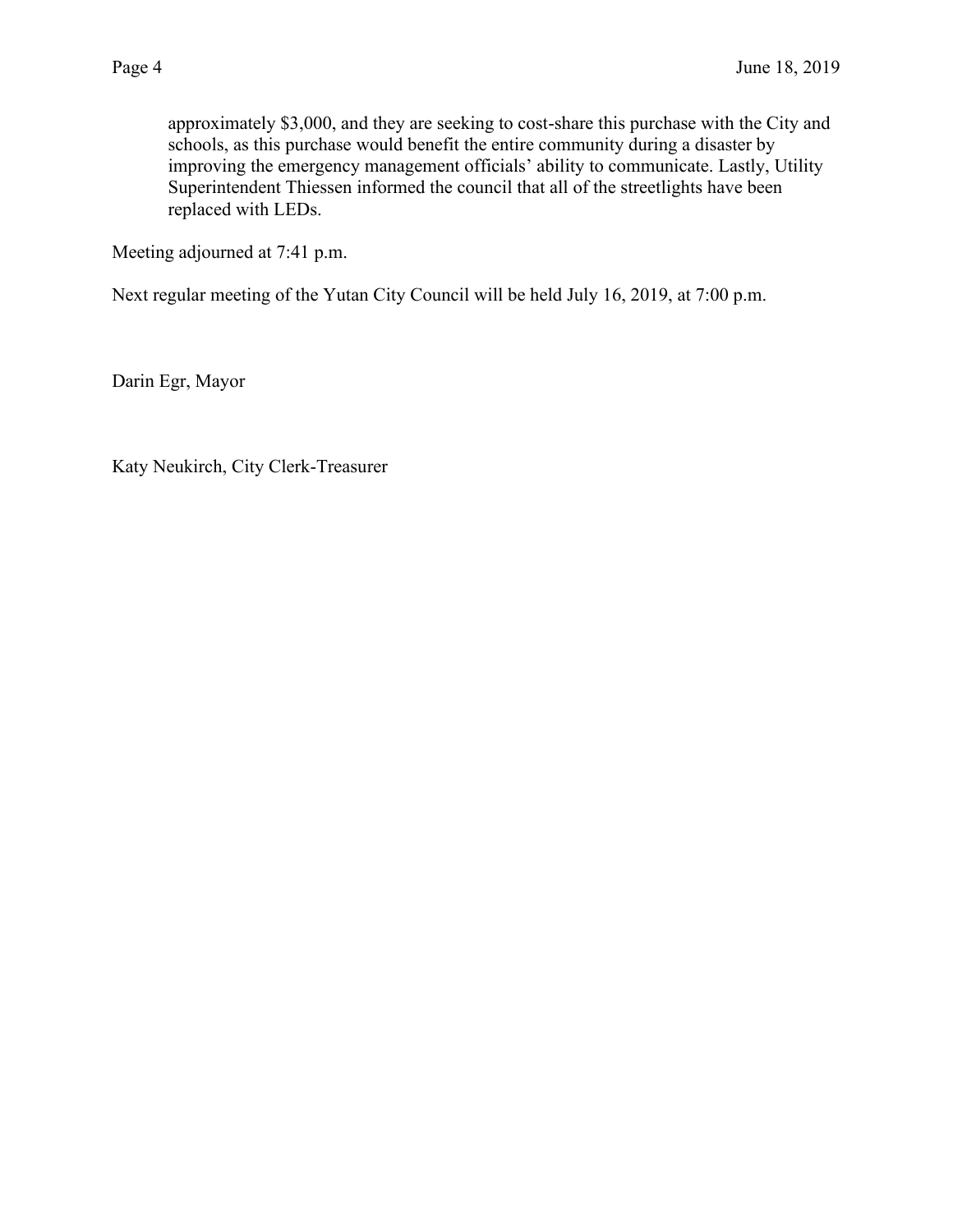approximately $3,000, and they are seeking to cost-share this purchase with the City and schools, as this purchase would benefit the entire community during a disaster by improving the emergency management officials' ability to communicate. Lastly, Utility Superintendent Thiessen informed the council that all of the streetlights have been replaced with LEDs.

Meeting adjourned at 7:41 p.m.

Next regular meeting of the Yutan City Council will be held July 16, 2019, at 7:00 p.m.

Darin Egr, Mayor

Katy Neukirch, City Clerk-Treasurer